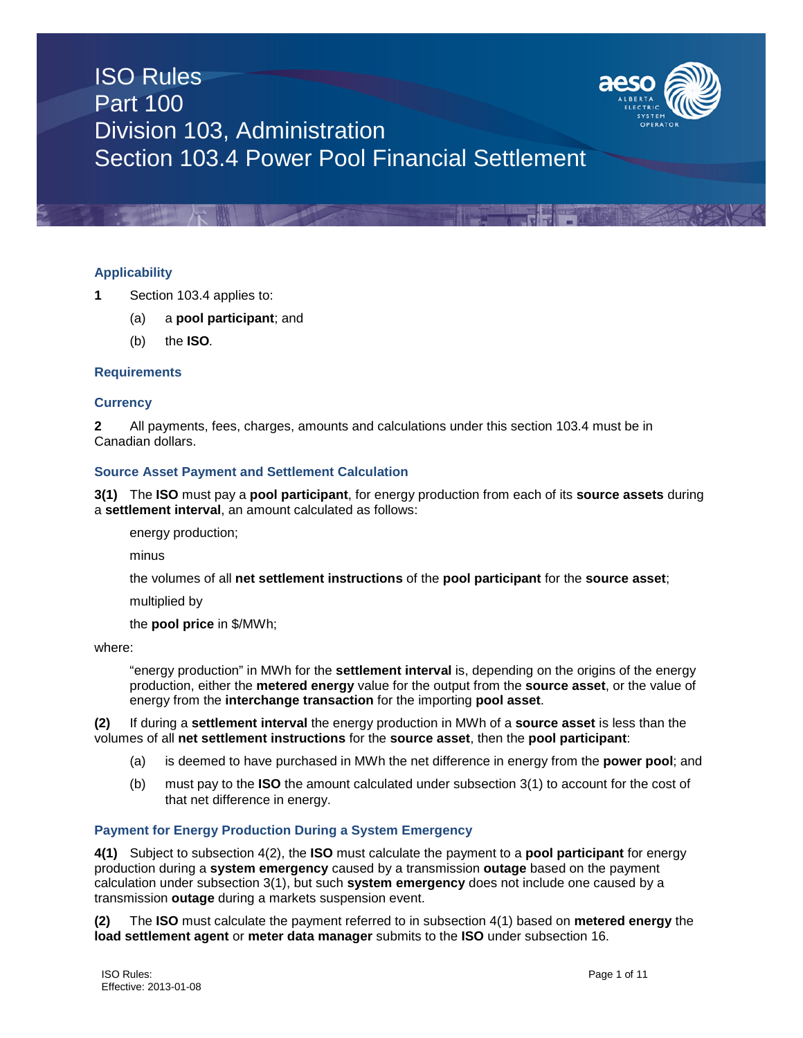# ISO Rules
# Part 100
# Division 103, Administration
# Section 103.4 Power Pool Financial Settlement

### Applicability

**1** Section 103.4 applies to:

(a) a **pool participant**; and

(b) the **ISO**.

### Requirements

### Currency

**2** All payments, fees, charges, amounts and calculations under this section 103.4 must be in Canadian dollars.

### Source Asset Payment and Settlement Calculation

**3(1)** The **ISO** must pay a **pool participant**, for energy production from each of its **source assets** during a **settlement interval**, an amount calculated as follows:

energy production;

minus

the volumes of all **net settlement instructions** of the **pool participant** for the **source asset**;

multiplied by

the **pool price** in $/MWh;

where:

"energy production" in MWh for the **settlement interval** is, depending on the origins of the energy production, either the **metered energy** value for the output from the **source asset**, or the value of energy from the **interchange transaction** for the importing **pool asset**.

**(2)** If during a **settlement interval** the energy production in MWh of a **source asset** is less than the volumes of all **net settlement instructions** for the **source asset**, then the **pool participant**:

(a) is deemed to have purchased in MWh the net difference in energy from the **power pool**; and

(b) must pay to the **ISO** the amount calculated under subsection 3(1) to account for the cost of that net difference in energy.

### Payment for Energy Production During a System Emergency

**4(1)** Subject to subsection 4(2), the **ISO** must calculate the payment to a **pool participant** for energy production during a **system emergency** caused by a transmission **outage** based on the payment calculation under subsection 3(1), but such **system emergency** does not include one caused by a transmission **outage** during a markets suspension event.

**(2)** The **ISO** must calculate the payment referred to in subsection 4(1) based on **metered energy** the **load settlement agent** or **meter data manager** submits to the **ISO** under subsection 16.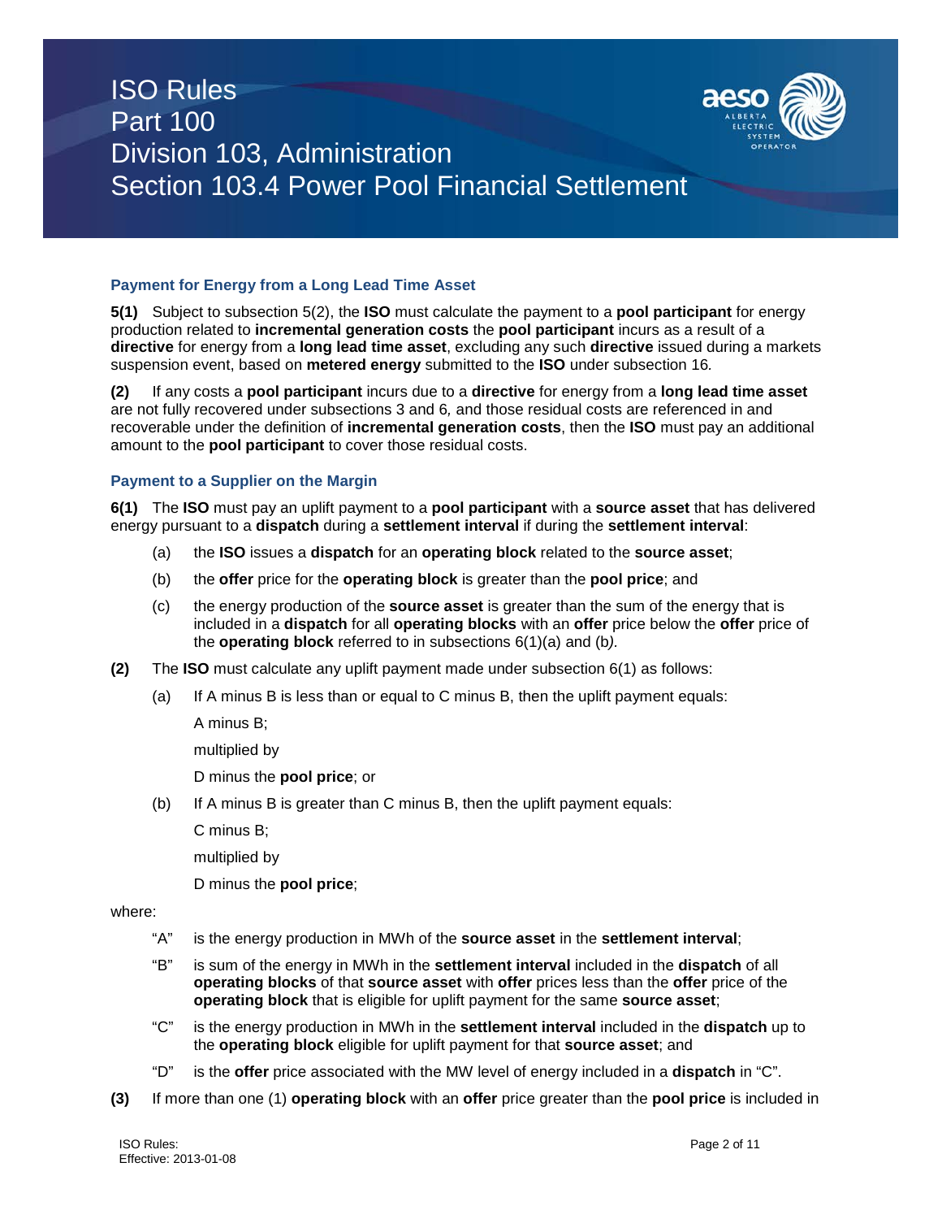### Payment for Energy from a Long Lead Time Asset

**5(1)** Subject to subsection 5(2), the **ISO** must calculate the payment to a **pool participant** for energy production related to **incremental generation costs** the **pool participant** incurs as a result of a **directive** for energy from a **long lead time asset**, excluding any such **directive** issued during a markets suspension event, based on **metered energy** submitted to the **ISO** under subsection 16.

**(2)** If any costs a **pool participant** incurs due to a **directive** for energy from a **long lead time asset** are not fully recovered under subsections 3 and 6, and those residual costs are referenced in and recoverable under the definition of **incremental generation costs**, then the **ISO** must pay an additional amount to the **pool participant** to cover those residual costs.

### Payment to a Supplier on the Margin

**6(1)** The **ISO** must pay an uplift payment to a **pool participant** with a **source asset** that has delivered energy pursuant to a **dispatch** during a **settlement interval** if during the **settlement interval**:

(a) the **ISO** issues a **dispatch** for an **operating block** related to the **source asset**;

(b) the **offer** price for the **operating block** is greater than the **pool price**; and

(c) the energy production of the **source asset** is greater than the sum of the energy that is included in a **dispatch** for all **operating blocks** with an **offer** price below the **offer** price of the **operating block** referred to in subsections 6(1)(a) and (b).

**(2)** The **ISO** must calculate any uplift payment made under subsection 6(1) as follows:

(a) If A minus B is less than or equal to C minus B, then the uplift payment equals:

A minus B;

multiplied by

D minus the **pool price**; or

(b) If A minus B is greater than C minus B, then the uplift payment equals:

C minus B;

multiplied by

D minus the **pool price**;

where:

"A" is the energy production in MWh of the **source asset** in the **settlement interval**;

"B" is sum of the energy in MWh in the **settlement interval** included in the **dispatch** of all **operating blocks** of that **source asset** with **offer** prices less than the **offer** price of the **operating block** that is eligible for uplift payment for the same **source asset**;

"C" is the energy production in MWh in the **settlement interval** included in the **dispatch** up to the **operating block** eligible for uplift payment for that **source asset**; and

"D" is the **offer** price associated with the MW level of energy included in a **dispatch** in "C".

**(3)** If more than one (1) **operating block** with an **offer** price greater than the **pool price** is included in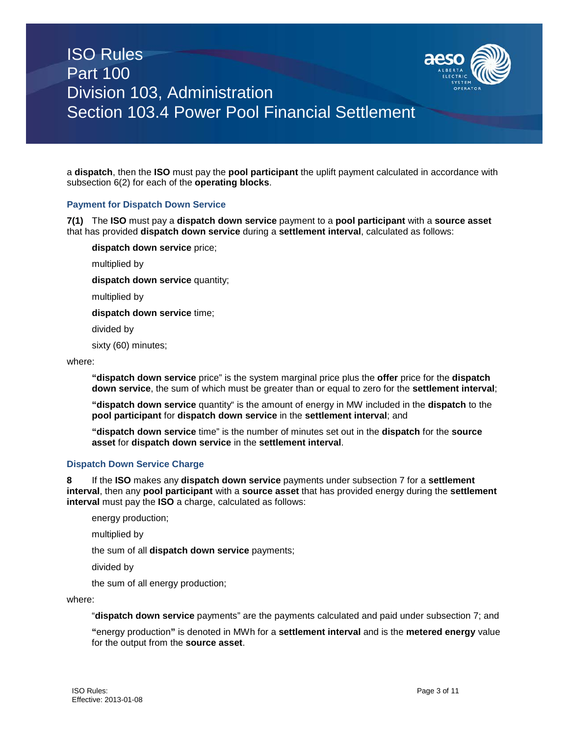a **dispatch**, then the **ISO** must pay the **pool participant** the uplift payment calculated in accordance with subsection 6(2) for each of the **operating blocks**.

### Payment for Dispatch Down Service

**7(1)** The **ISO** must pay a **dispatch down service** payment to a **pool participant** with a **source asset** that has provided **dispatch down service** during a **settlement interval**, calculated as follows:

> **dispatch down service** price;
>
> multiplied by
>
> **dispatch down service** quantity;
>
> multiplied by
>
> **dispatch down service** time;
>
> divided by
>
> sixty (60) minutes;

where:

> **"dispatch down service** price" is the system marginal price plus the **offer** price for the **dispatch down service**, the sum of which must be greater than or equal to zero for the **settlement interval**;
>
> **"dispatch down service** quantity" is the amount of energy in MW included in the **dispatch** to the **pool participant** for **dispatch down service** in the **settlement interval**; and
>
> **"dispatch down service** time" is the number of minutes set out in the **dispatch** for the **source asset** for **dispatch down service** in the **settlement interval**.

### Dispatch Down Service Charge

**8** If the **ISO** makes any **dispatch down service** payments under subsection 7 for a **settlement interval**, then any **pool participant** with a **source asset** that has provided energy during the **settlement interval** must pay the **ISO** a charge, calculated as follows:

> energy production;
>
> multiplied by
>
> the sum of all **dispatch down service** payments;
>
> divided by
>
> the sum of all energy production;

where:

> "**dispatch down service** payments" are the payments calculated and paid under subsection 7; and
>
> **"**energy production**"** is denoted in MWh for a **settlement interval** and is the **metered energy** value for the output from the **source asset**.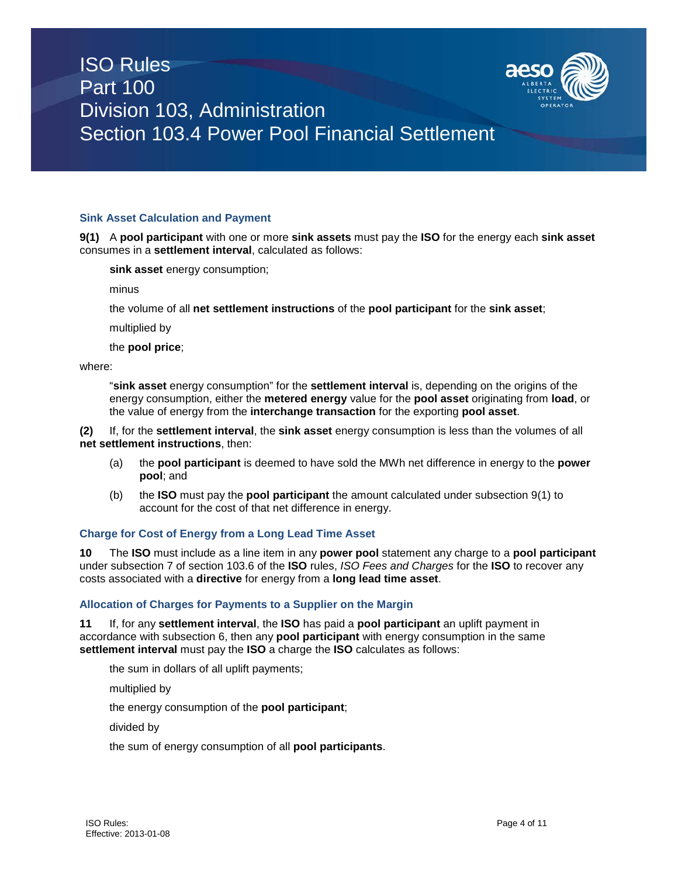### Sink Asset Calculation and Payment

**9(1)** A **pool participant** with one or more **sink assets** must pay the **ISO** for the energy each **sink asset** consumes in a **settlement interval**, calculated as follows:

> **sink asset** energy consumption;
>
> minus
>
> the volume of all **net settlement instructions** of the **pool participant** for the **sink asset**;
>
> multiplied by
>
> the **pool price**;

where:

> "**sink asset** energy consumption" for the **settlement interval** is, depending on the origins of the energy consumption, either the **metered energy** value for the **pool asset** originating from **load**, or the value of energy from the **interchange transaction** for the exporting **pool asset**.

**(2)** If, for the **settlement interval**, the **sink asset** energy consumption is less than the volumes of all **net settlement instructions**, then:

(a) the **pool participant** is deemed to have sold the MWh net difference in energy to the **power pool**; and

(b) the **ISO** must pay the **pool participant** the amount calculated under subsection 9(1) to account for the cost of that net difference in energy.

### Charge for Cost of Energy from a Long Lead Time Asset

**10** The **ISO** must include as a line item in any **power pool** statement any charge to a **pool participant** under subsection 7 of section 103.6 of the **ISO** rules, *ISO Fees and Charges* for the **ISO** to recover any costs associated with a **directive** for energy from a **long lead time asset**.

### Allocation of Charges for Payments to a Supplier on the Margin

**11** If, for any **settlement interval**, the **ISO** has paid a **pool participant** an uplift payment in accordance with subsection 6, then any **pool participant** with energy consumption in the same **settlement interval** must pay the **ISO** a charge the **ISO** calculates as follows:

> the sum in dollars of all uplift payments;
>
> multiplied by
>
> the energy consumption of the **pool participant**;
>
> divided by
>
> the sum of energy consumption of all **pool participants**.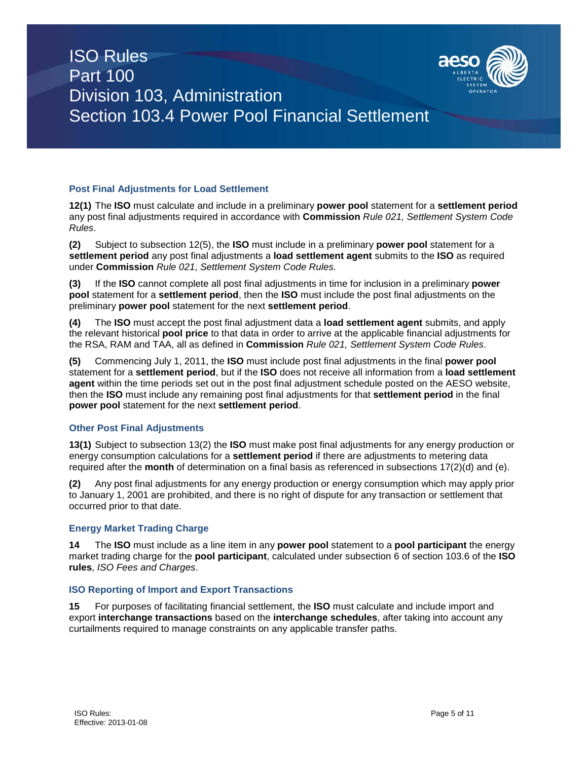### Post Final Adjustments for Load Settlement

**12(1)** The **ISO** must calculate and include in a preliminary **power pool** statement for a **settlement period** any post final adjustments required in accordance with **Commission** *Rule 021, Settlement System Code Rules*.

**(2)** Subject to subsection 12(5), the **ISO** must include in a preliminary **power pool** statement for a **settlement period** any post final adjustments a **load settlement agent** submits to the **ISO** as required under **Commission** *Rule 021*, *Settlement System Code Rules.*

**(3)** If the **ISO** cannot complete all post final adjustments in time for inclusion in a preliminary **power pool** statement for a **settlement period**, then the **ISO** must include the post final adjustments on the preliminary **power pool** statement for the next **settlement period**.

**(4)** The **ISO** must accept the post final adjustment data a **load settlement agent** submits, and apply the relevant historical **pool price** to that data in order to arrive at the applicable financial adjustments for the RSA, RAM and TAA, all as defined in **Commission** *Rule 021, Settlement System Code Rules*.

**(5)** Commencing July 1, 2011, the **ISO** must include post final adjustments in the final **power pool** statement for a **settlement period**, but if the **ISO** does not receive all information from a **load settlement agent** within the time periods set out in the post final adjustment schedule posted on the AESO website, then the **ISO** must include any remaining post final adjustments for that **settlement period** in the final **power pool** statement for the next **settlement period**.

### Other Post Final Adjustments

**13(1)** Subject to subsection 13(2) the **ISO** must make post final adjustments for any energy production or energy consumption calculations for a **settlement period** if there are adjustments to metering data required after the **month** of determination on a final basis as referenced in subsections 17(2)(d) and (e).

**(2)** Any post final adjustments for any energy production or energy consumption which may apply prior to January 1, 2001 are prohibited, and there is no right of dispute for any transaction or settlement that occurred prior to that date.

### Energy Market Trading Charge

**14** The **ISO** must include as a line item in any **power pool** statement to a **pool participant** the energy market trading charge for the **pool participant**, calculated under subsection 6 of section 103.6 of the **ISO rules**, *ISO Fees and Charges*.

### ISO Reporting of Import and Export Transactions

**15** For purposes of facilitating financial settlement, the **ISO** must calculate and include import and export **interchange transactions** based on the **interchange schedules**, after taking into account any curtailments required to manage constraints on any applicable transfer paths.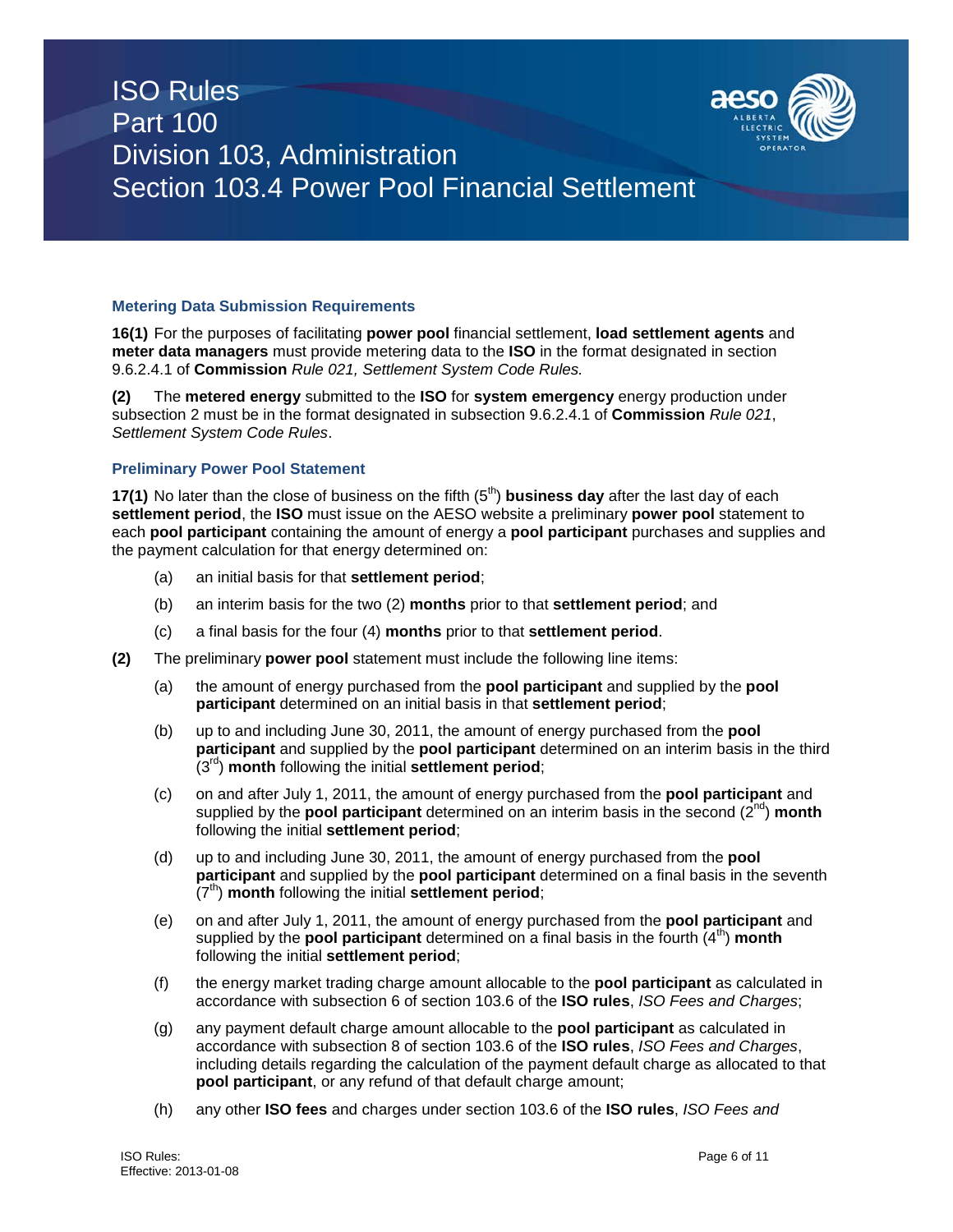### Metering Data Submission Requirements

**16(1)** For the purposes of facilitating **power pool** financial settlement, **load settlement agents** and **meter data managers** must provide metering data to the **ISO** in the format designated in section 9.6.2.4.1 of **Commission** *Rule 021, Settlement System Code Rules.*

**(2)** The **metered energy** submitted to the **ISO** for **system emergency** energy production under subsection 2 must be in the format designated in subsection 9.6.2.4.1 of **Commission** *Rule 021*, *Settlement System Code Rules*.

### Preliminary Power Pool Statement

**17(1)** No later than the close of business on the fifth (5th) **business day** after the last day of each **settlement period**, the **ISO** must issue on the AESO website a preliminary **power pool** statement to each **pool participant** containing the amount of energy a **pool participant** purchases and supplies and the payment calculation for that energy determined on:

(a) an initial basis for that **settlement period**;

(b) an interim basis for the two (2) **months** prior to that **settlement period**; and

(c) a final basis for the four (4) **months** prior to that **settlement period**.

**(2)** The preliminary **power pool** statement must include the following line items:

(a) the amount of energy purchased from the **pool participant** and supplied by the **pool participant** determined on an initial basis in that **settlement period**;

(b) up to and including June 30, 2011, the amount of energy purchased from the **pool participant** and supplied by the **pool participant** determined on an interim basis in the third (3rd) **month** following the initial **settlement period**;

(c) on and after July 1, 2011, the amount of energy purchased from the **pool participant** and supplied by the **pool participant** determined on an interim basis in the second (2nd) **month** following the initial **settlement period**;

(d) up to and including June 30, 2011, the amount of energy purchased from the **pool participant** and supplied by the **pool participant** determined on a final basis in the seventh (7th) **month** following the initial **settlement period**;

(e) on and after July 1, 2011, the amount of energy purchased from the **pool participant** and supplied by the **pool participant** determined on a final basis in the fourth (4th) **month** following the initial **settlement period**;

(f) the energy market trading charge amount allocable to the **pool participant** as calculated in accordance with subsection 6 of section 103.6 of the **ISO rules**, *ISO Fees and Charges*;

(g) any payment default charge amount allocable to the **pool participant** as calculated in accordance with subsection 8 of section 103.6 of the **ISO rules**, *ISO Fees and Charges*, including details regarding the calculation of the payment default charge as allocated to that **pool participant**, or any refund of that default charge amount;

(h) any other **ISO fees** and charges under section 103.6 of the **ISO rules**, *ISO Fees and*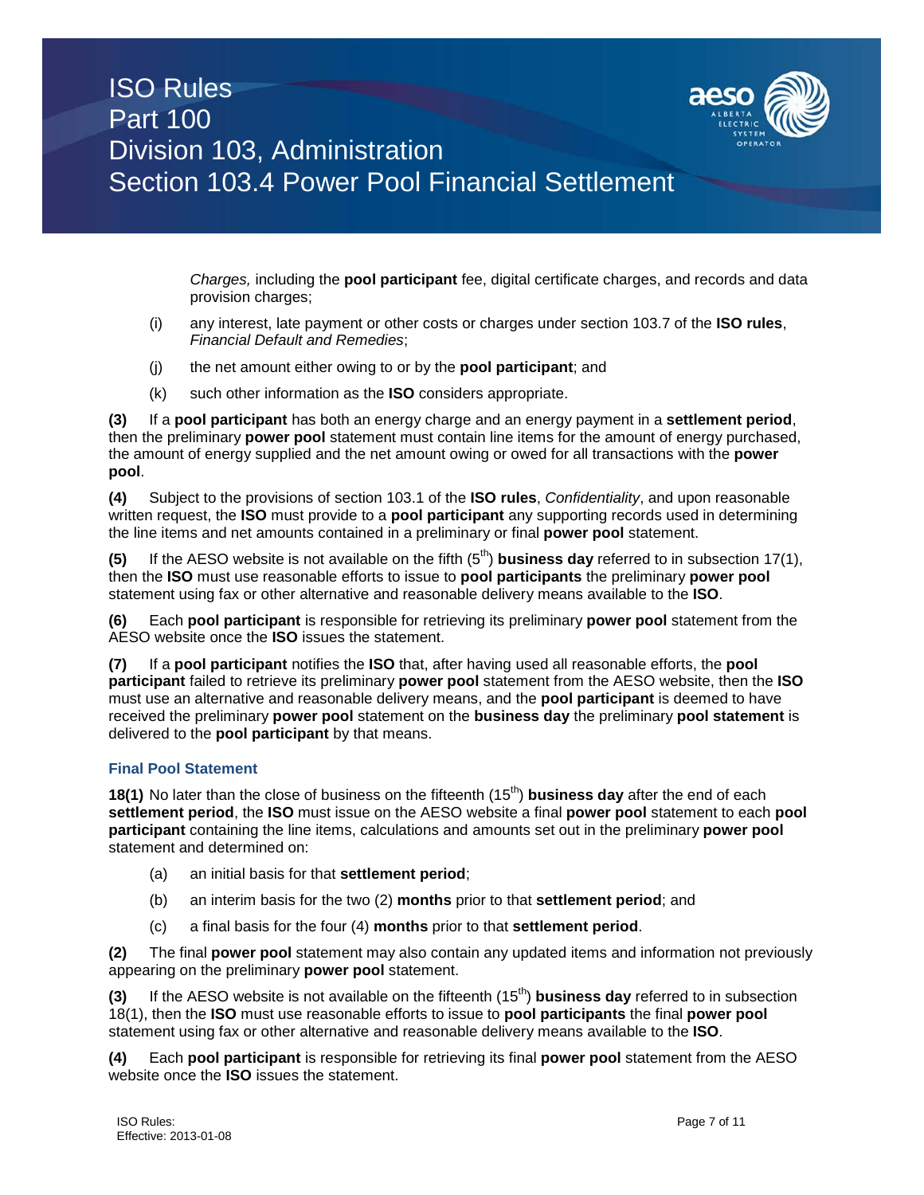*Charges,* including the **pool participant** fee, digital certificate charges, and records and data provision charges;

(i) any interest, late payment or other costs or charges under section 103.7 of the **ISO rules**, *Financial Default and Remedies*;

(j) the net amount either owing to or by the **pool participant**; and

(k) such other information as the **ISO** considers appropriate.

**(3)** If a **pool participant** has both an energy charge and an energy payment in a **settlement period**, then the preliminary **power pool** statement must contain line items for the amount of energy purchased, the amount of energy supplied and the net amount owing or owed for all transactions with the **power pool**.

**(4)** Subject to the provisions of section 103.1 of the **ISO rules**, *Confidentiality*, and upon reasonable written request, the **ISO** must provide to a **pool participant** any supporting records used in determining the line items and net amounts contained in a preliminary or final **power pool** statement.

**(5)** If the AESO website is not available on the fifth (5th) **business day** referred to in subsection 17(1), then the **ISO** must use reasonable efforts to issue to **pool participants** the preliminary **power pool** statement using fax or other alternative and reasonable delivery means available to the **ISO**.

**(6)** Each **pool participant** is responsible for retrieving its preliminary **power pool** statement from the AESO website once the **ISO** issues the statement.

**(7)** If a **pool participant** notifies the **ISO** that, after having used all reasonable efforts, the **pool participant** failed to retrieve its preliminary **power pool** statement from the AESO website, then the **ISO** must use an alternative and reasonable delivery means, and the **pool participant** is deemed to have received the preliminary **power pool** statement on the **business day** the preliminary **pool statement** is delivered to the **pool participant** by that means.

### Final Pool Statement

**18(1)** No later than the close of business on the fifteenth (15th) **business day** after the end of each **settlement period**, the **ISO** must issue on the AESO website a final **power pool** statement to each **pool participant** containing the line items, calculations and amounts set out in the preliminary **power pool** statement and determined on:

(a) an initial basis for that **settlement period**;

(b) an interim basis for the two (2) **months** prior to that **settlement period**; and

(c) a final basis for the four (4) **months** prior to that **settlement period**.

**(2)** The final **power pool** statement may also contain any updated items and information not previously appearing on the preliminary **power pool** statement.

**(3)** If the AESO website is not available on the fifteenth (15th) **business day** referred to in subsection 18(1), then the **ISO** must use reasonable efforts to issue to **pool participants** the final **power pool** statement using fax or other alternative and reasonable delivery means available to the **ISO**.

**(4)** Each **pool participant** is responsible for retrieving its final **power pool** statement from the AESO website once the **ISO** issues the statement.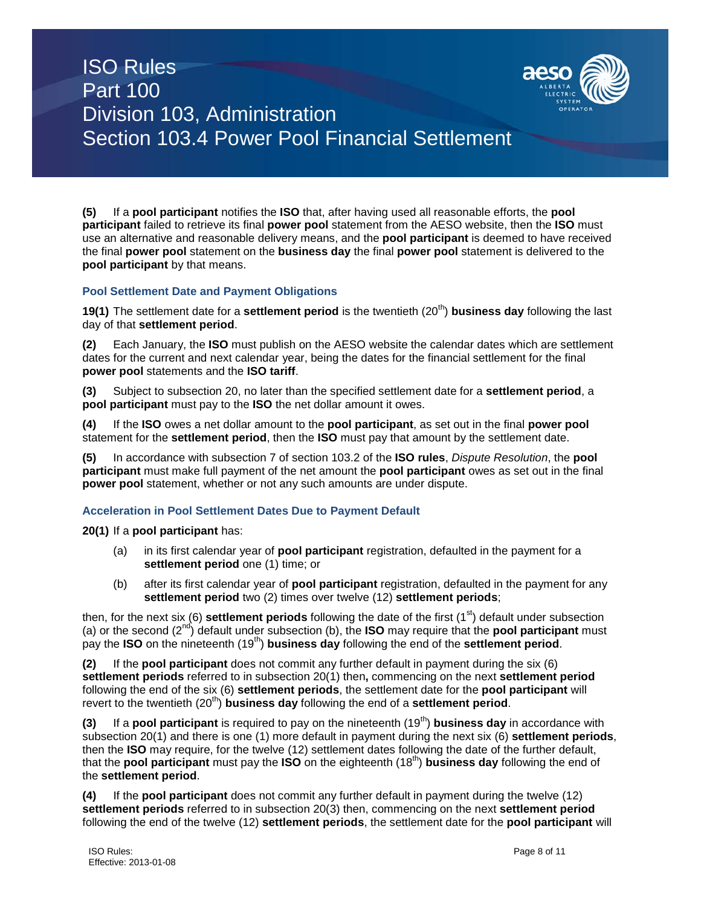**(5)** If a **pool participant** notifies the **ISO** that, after having used all reasonable efforts, the **pool participant** failed to retrieve its final **power pool** statement from the AESO website, then the **ISO** must use an alternative and reasonable delivery means, and the **pool participant** is deemed to have received the final **power pool** statement on the **business day** the final **power pool** statement is delivered to the **pool participant** by that means.

### Pool Settlement Date and Payment Obligations

**19(1)** The settlement date for a **settlement period** is the twentieth (20th) **business day** following the last day of that **settlement period**.

**(2)** Each January, the **ISO** must publish on the AESO website the calendar dates which are settlement dates for the current and next calendar year, being the dates for the financial settlement for the final **power pool** statements and the **ISO tariff**.

**(3)** Subject to subsection 20, no later than the specified settlement date for a **settlement period**, a **pool participant** must pay to the **ISO** the net dollar amount it owes.

**(4)** If the **ISO** owes a net dollar amount to the **pool participant**, as set out in the final **power pool** statement for the **settlement period**, then the **ISO** must pay that amount by the settlement date.

**(5)** In accordance with subsection 7 of section 103.2 of the **ISO rules**, *Dispute Resolution*, the **pool participant** must make full payment of the net amount the **pool participant** owes as set out in the final **power pool** statement, whether or not any such amounts are under dispute.

### Acceleration in Pool Settlement Dates Due to Payment Default

**20(1)** If a **pool participant** has:

(a) in its first calendar year of **pool participant** registration, defaulted in the payment for a **settlement period** one (1) time; or

(b) after its first calendar year of **pool participant** registration, defaulted in the payment for any **settlement period** two (2) times over twelve (12) **settlement periods**;

then, for the next six (6) **settlement periods** following the date of the first (1st) default under subsection (a) or the second (2nd) default under subsection (b), the **ISO** may require that the **pool participant** must pay the **ISO** on the nineteenth (19th) **business day** following the end of the **settlement period**.

**(2)** If the **pool participant** does not commit any further default in payment during the six (6) **settlement periods** referred to in subsection 20(1) then**,** commencing on the next **settlement period** following the end of the six (6) **settlement periods**, the settlement date for the **pool participant** will revert to the twentieth (20th) **business day** following the end of a **settlement period**.

**(3)** If a **pool participant** is required to pay on the nineteenth (19th) **business day** in accordance with subsection 20(1) and there is one (1) more default in payment during the next six (6) **settlement periods**, then the **ISO** may require, for the twelve (12) settlement dates following the date of the further default, that the **pool participant** must pay the **ISO** on the eighteenth (18th) **business day** following the end of the **settlement period**.

**(4)** If the **pool participant** does not commit any further default in payment during the twelve (12) **settlement periods** referred to in subsection 20(3) then, commencing on the next **settlement period** following the end of the twelve (12) **settlement periods**, the settlement date for the **pool participant** will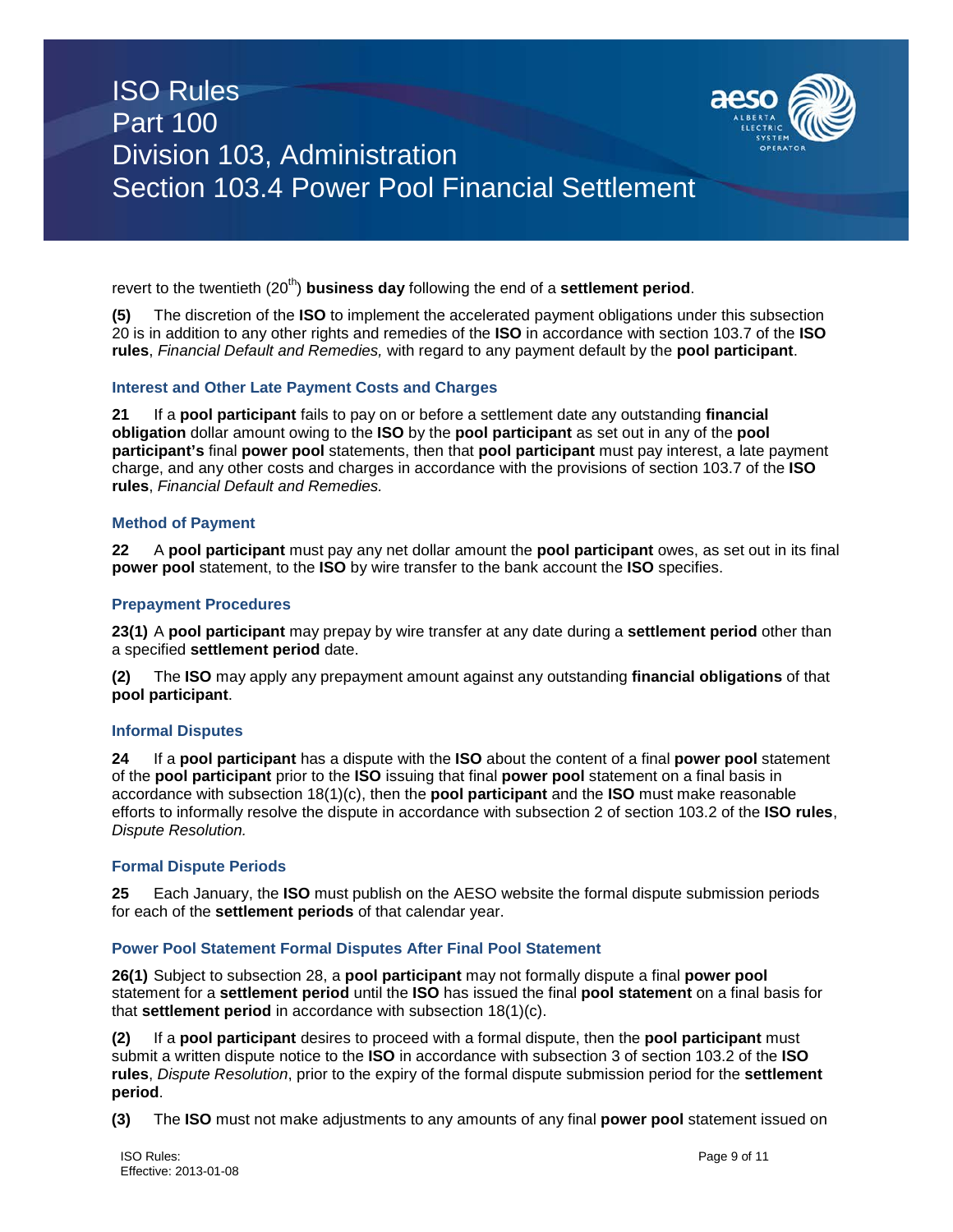revert to the twentieth (20th) **business day** following the end of a **settlement period**.

**(5)** The discretion of the **ISO** to implement the accelerated payment obligations under this subsection 20 is in addition to any other rights and remedies of the **ISO** in accordance with section 103.7 of the **ISO rules**, *Financial Default and Remedies,* with regard to any payment default by the **pool participant**.

### Interest and Other Late Payment Costs and Charges

**21** If a **pool participant** fails to pay on or before a settlement date any outstanding **financial obligation** dollar amount owing to the **ISO** by the **pool participant** as set out in any of the **pool participant's** final **power pool** statements, then that **pool participant** must pay interest, a late payment charge, and any other costs and charges in accordance with the provisions of section 103.7 of the **ISO rules**, *Financial Default and Remedies.*

### Method of Payment

**22** A **pool participant** must pay any net dollar amount the **pool participant** owes, as set out in its final **power pool** statement, to the **ISO** by wire transfer to the bank account the **ISO** specifies.

### Prepayment Procedures

**23(1)** A **pool participant** may prepay by wire transfer at any date during a **settlement period** other than a specified **settlement period** date.

**(2)** The **ISO** may apply any prepayment amount against any outstanding **financial obligations** of that **pool participant**.

### Informal Disputes

**24** If a **pool participant** has a dispute with the **ISO** about the content of a final **power pool** statement of the **pool participant** prior to the **ISO** issuing that final **power pool** statement on a final basis in accordance with subsection 18(1)(c), then the **pool participant** and the **ISO** must make reasonable efforts to informally resolve the dispute in accordance with subsection 2 of section 103.2 of the **ISO rules**, *Dispute Resolution.*

### Formal Dispute Periods

**25** Each January, the **ISO** must publish on the AESO website the formal dispute submission periods for each of the **settlement periods** of that calendar year.

### Power Pool Statement Formal Disputes After Final Pool Statement

**26(1)** Subject to subsection 28, a **pool participant** may not formally dispute a final **power pool** statement for a **settlement period** until the **ISO** has issued the final **pool statement** on a final basis for that **settlement period** in accordance with subsection 18(1)(c).

**(2)** If a **pool participant** desires to proceed with a formal dispute, then the **pool participant** must submit a written dispute notice to the **ISO** in accordance with subsection 3 of section 103.2 of the **ISO rules**, *Dispute Resolution*, prior to the expiry of the formal dispute submission period for the **settlement period**.

**(3)** The **ISO** must not make adjustments to any amounts of any final **power pool** statement issued on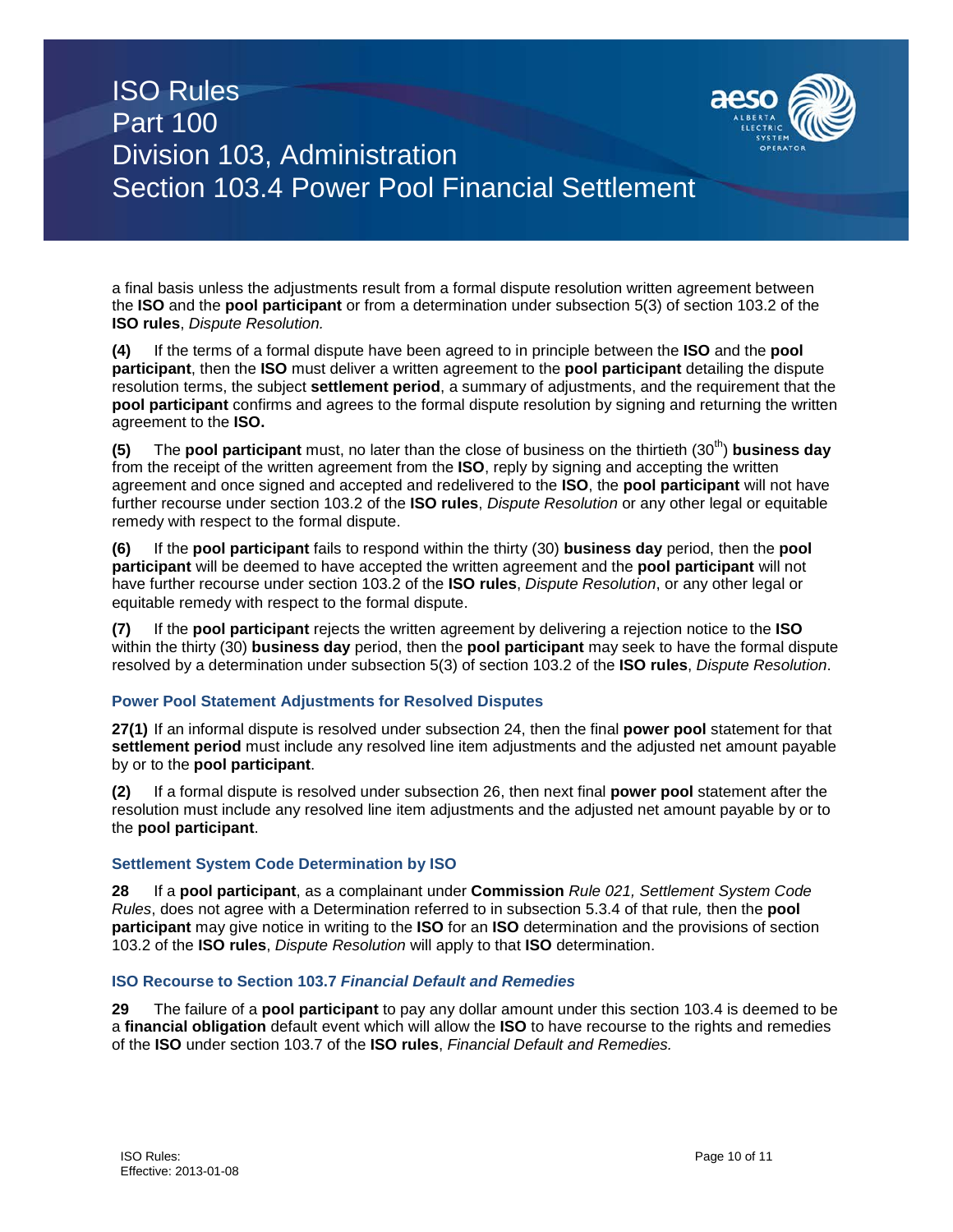a final basis unless the adjustments result from a formal dispute resolution written agreement between the **ISO** and the **pool participant** or from a determination under subsection 5(3) of section 103.2 of the **ISO rules**, *Dispute Resolution.*

**(4)** If the terms of a formal dispute have been agreed to in principle between the **ISO** and the **pool participant**, then the **ISO** must deliver a written agreement to the **pool participant** detailing the dispute resolution terms, the subject **settlement period**, a summary of adjustments, and the requirement that the **pool participant** confirms and agrees to the formal dispute resolution by signing and returning the written agreement to the **ISO.**

**(5)** The **pool participant** must, no later than the close of business on the thirtieth (30th) **business day** from the receipt of the written agreement from the **ISO**, reply by signing and accepting the written agreement and once signed and accepted and redelivered to the **ISO**, the **pool participant** will not have further recourse under section 103.2 of the **ISO rules**, *Dispute Resolution* or any other legal or equitable remedy with respect to the formal dispute.

**(6)** If the **pool participant** fails to respond within the thirty (30) **business day** period, then the **pool participant** will be deemed to have accepted the written agreement and the **pool participant** will not have further recourse under section 103.2 of the **ISO rules**, *Dispute Resolution*, or any other legal or equitable remedy with respect to the formal dispute.

**(7)** If the **pool participant** rejects the written agreement by delivering a rejection notice to the **ISO** within the thirty (30) **business day** period, then the **pool participant** may seek to have the formal dispute resolved by a determination under subsection 5(3) of section 103.2 of the **ISO rules**, *Dispute Resolution*.

### Power Pool Statement Adjustments for Resolved Disputes

**27(1)** If an informal dispute is resolved under subsection 24, then the final **power pool** statement for that **settlement period** must include any resolved line item adjustments and the adjusted net amount payable by or to the **pool participant**.

**(2)** If a formal dispute is resolved under subsection 26, then next final **power pool** statement after the resolution must include any resolved line item adjustments and the adjusted net amount payable by or to the **pool participant**.

### Settlement System Code Determination by ISO

**28** If a **pool participant**, as a complainant under **Commission** *Rule 021, Settlement System Code Rules*, does not agree with a Determination referred to in subsection 5.3.4 of that rule*,* then the **pool participant** may give notice in writing to the **ISO** for an **ISO** determination and the provisions of section 103.2 of the **ISO rules**, *Dispute Resolution* will apply to that **ISO** determination.

### ISO Recourse to Section 103.7 *Financial Default and Remedies*

**29** The failure of a **pool participant** to pay any dollar amount under this section 103.4 is deemed to be a **financial obligation** default event which will allow the **ISO** to have recourse to the rights and remedies of the **ISO** under section 103.7 of the **ISO rules**, *Financial Default and Remedies.*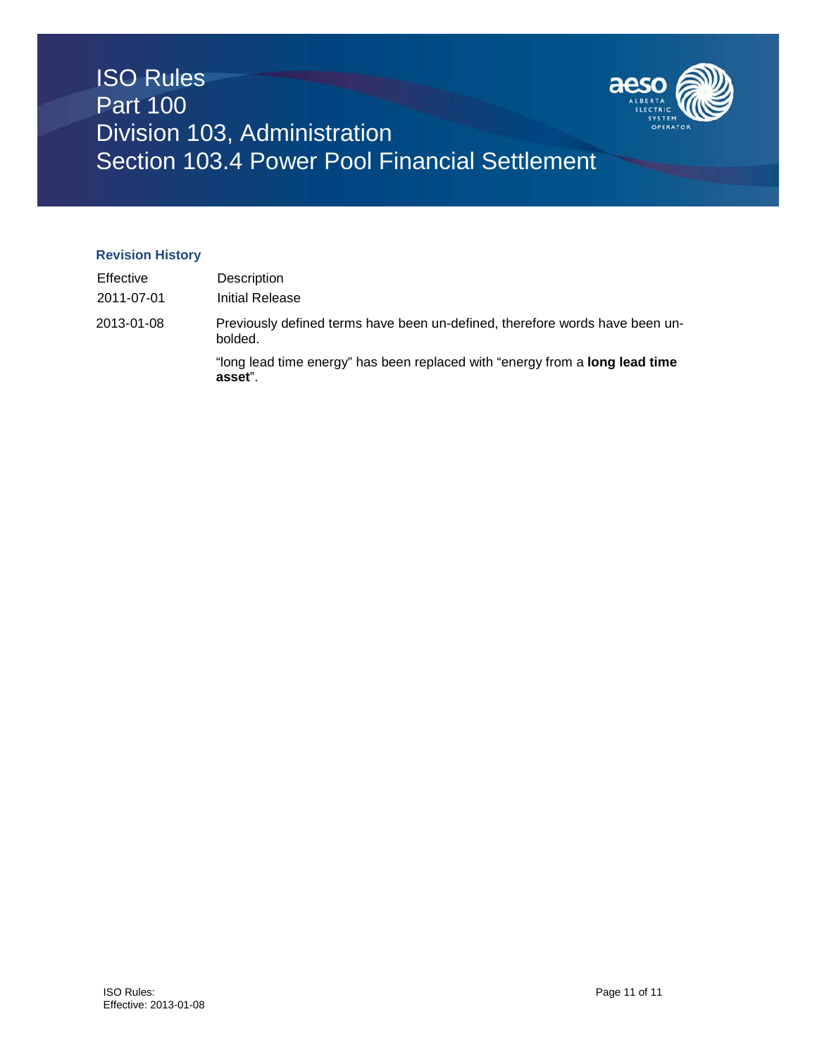# ISO Rules
# Part 100
# Division 103, Administration
# Section 103.4 Power Pool Financial Settlement

### Revision History

| Effective | Description |
|---|---|
| 2011-07-01 | Initial Release |
| 2013-01-08 | Previously defined terms have been un-defined, therefore words have been un-bolded.<br><br>“long lead time energy” has been replaced with “energy from a **long lead time asset**”. |